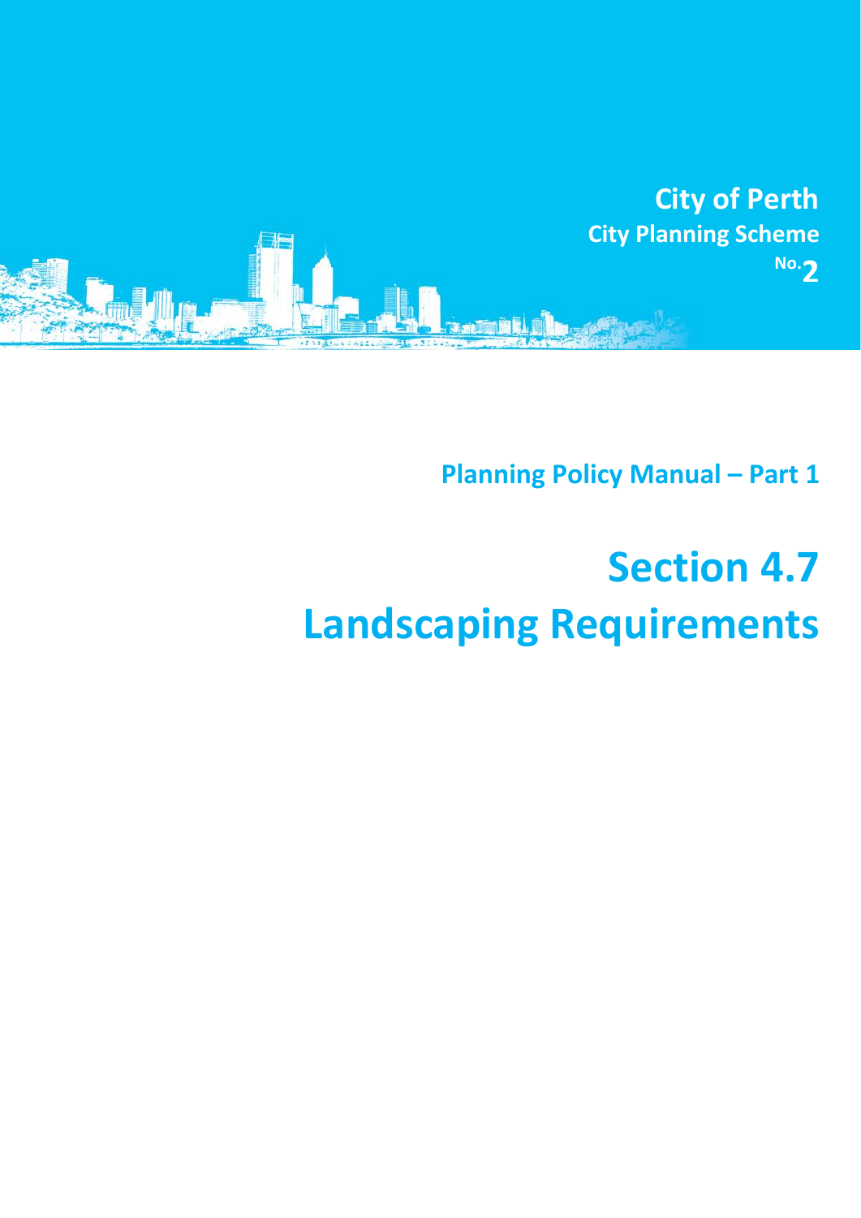**City of Perth**
**City Planning Scheme**
**No. 2**

## Planning Policy Manual – Part 1

# Section 4.7
# Landscaping Requirements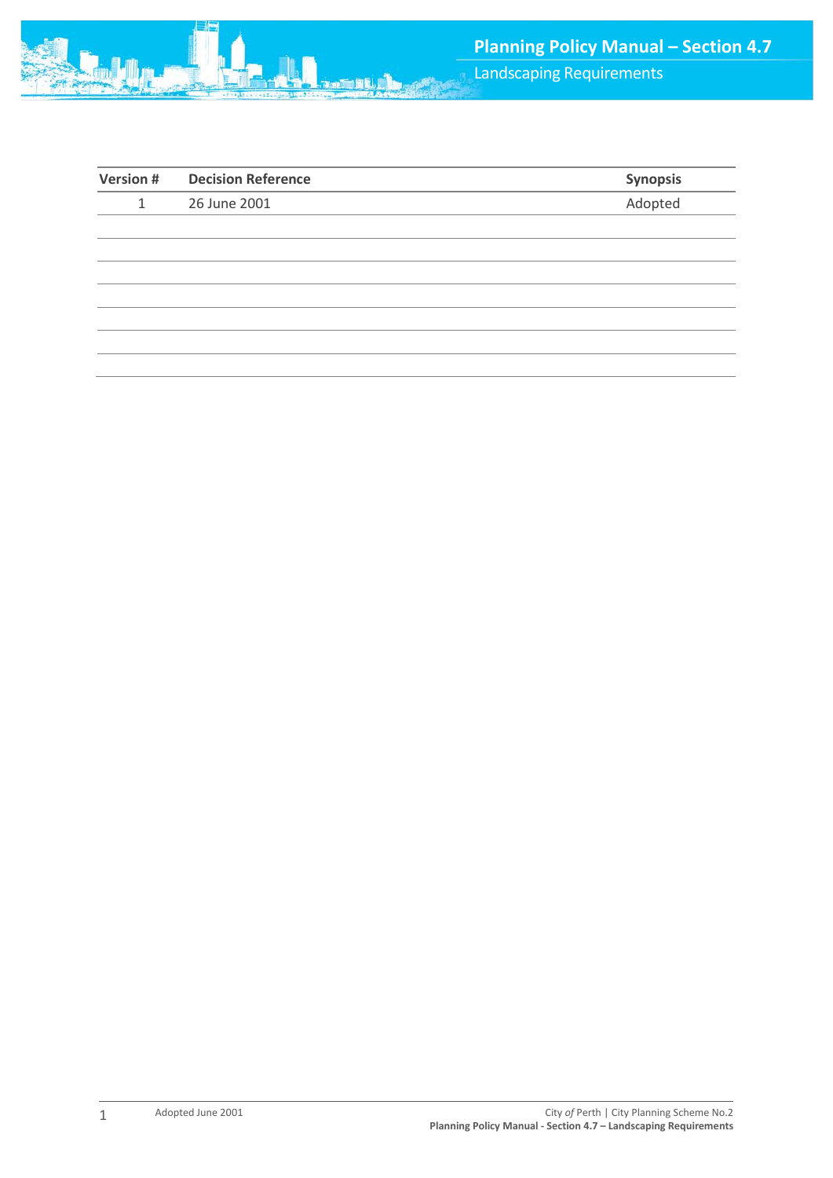| Version # | Decision Reference | Synopsis |
| --- | --- | --- |
| 1 | 26 June 2001 | Adopted |
| | | |
| | | |
| | | |
| | | |
| | | |
| | | |
| | | |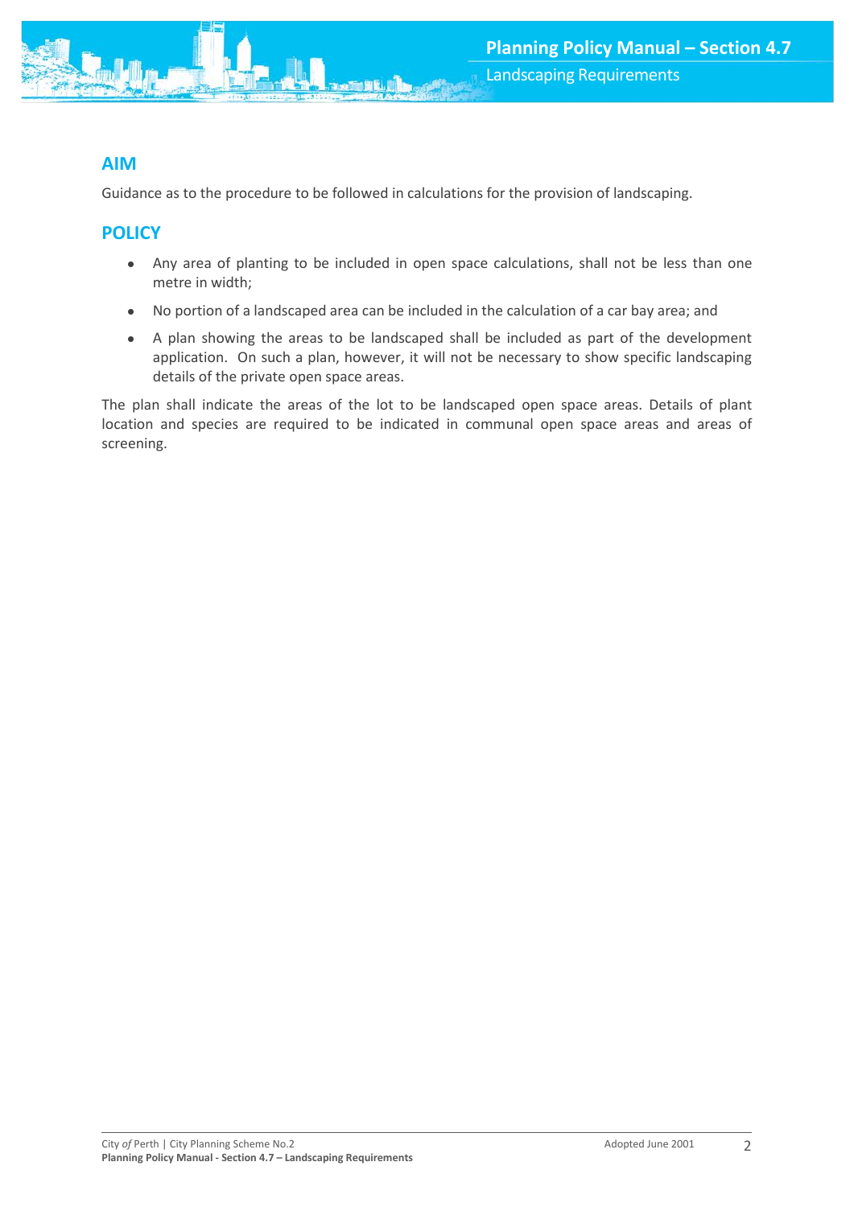## AIM

Guidance as to the procedure to be followed in calculations for the provision of landscaping.

## POLICY

- Any area of planting to be included in open space calculations, shall not be less than one metre in width;
- No portion of a landscaped area can be included in the calculation of a car bay area; and
- A plan showing the areas to be landscaped shall be included as part of the development application. On such a plan, however, it will not be necessary to show specific landscaping details of the private open space areas.

The plan shall indicate the areas of the lot to be landscaped open space areas. Details of plant location and species are required to be indicated in communal open space areas and areas of screening.